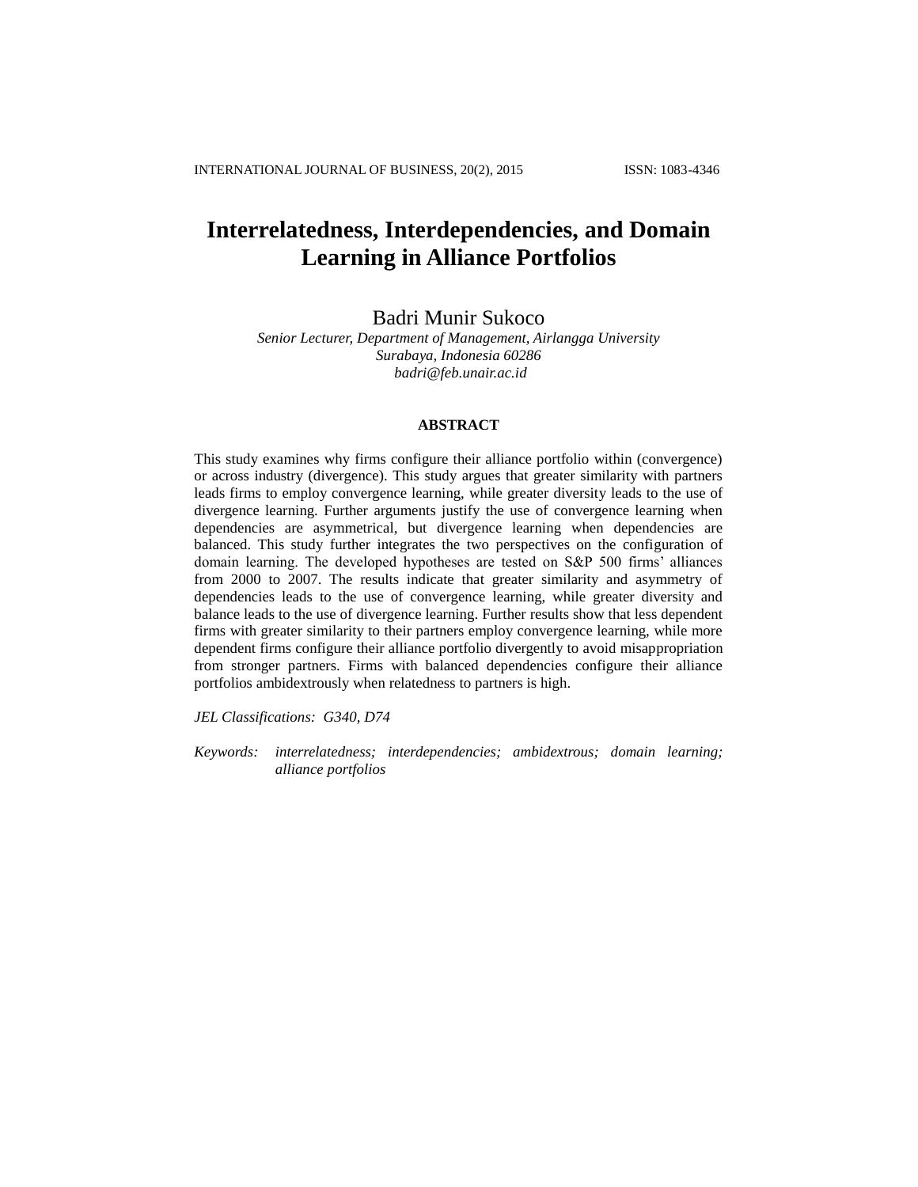# Interrelatedness, Interdependencies, and Domain Learning in Alliance Portfolios

Badri Munir Sukoco

*Senior Lecturer, Department of Management, Airlangga University*
*Surabaya, Indonesia 60286*
*badri@feb.unair.ac.id*

## ABSTRACT

This study examines why firms configure their alliance portfolio within (convergence) or across industry (divergence). This study argues that greater similarity with partners leads firms to employ convergence learning, while greater diversity leads to the use of divergence learning. Further arguments justify the use of convergence learning when dependencies are asymmetrical, but divergence learning when dependencies are balanced. This study further integrates the two perspectives on the configuration of domain learning. The developed hypotheses are tested on S&P 500 firms' alliances from 2000 to 2007. The results indicate that greater similarity and asymmetry of dependencies leads to the use of convergence learning, while greater diversity and balance leads to the use of divergence learning. Further results show that less dependent firms with greater similarity to their partners employ convergence learning, while more dependent firms configure their alliance portfolio divergently to avoid misappropriation from stronger partners. Firms with balanced dependencies configure their alliance portfolios ambidextrously when relatedness to partners is high.

*JEL Classifications: G340, D74*

*Keywords: interrelatedness; interdependencies; ambidextrous; domain learning; alliance portfolios*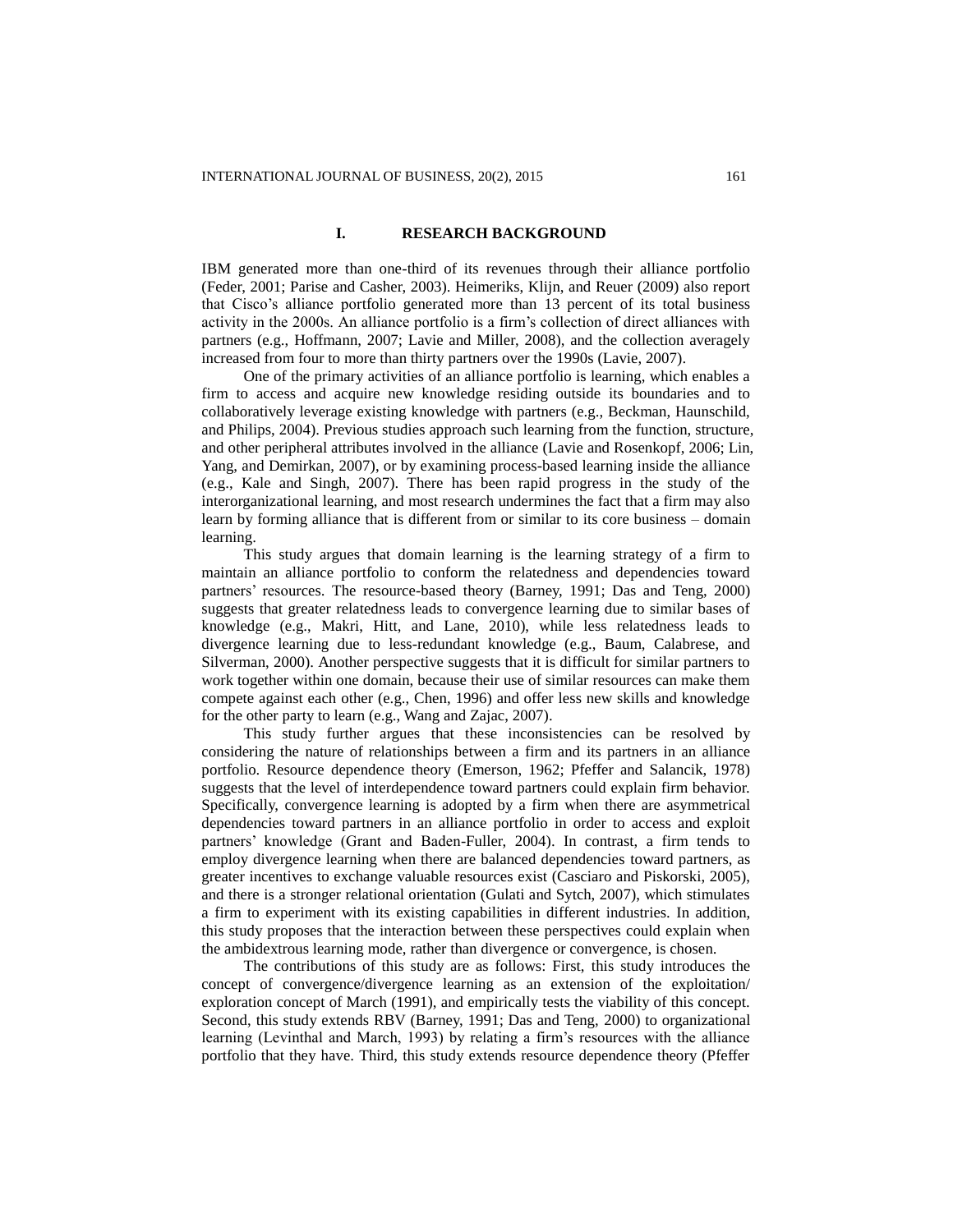## I. RESEARCH BACKGROUND

IBM generated more than one-third of its revenues through their alliance portfolio (Feder, 2001; Parise and Casher, 2003). Heimeriks, Klijn, and Reuer (2009) also report that Cisco's alliance portfolio generated more than 13 percent of its total business activity in the 2000s. An alliance portfolio is a firm's collection of direct alliances with partners (e.g., Hoffmann, 2007; Lavie and Miller, 2008), and the collection averagely increased from four to more than thirty partners over the 1990s (Lavie, 2007).

One of the primary activities of an alliance portfolio is learning, which enables a firm to access and acquire new knowledge residing outside its boundaries and to collaboratively leverage existing knowledge with partners (e.g., Beckman, Haunschild, and Philips, 2004). Previous studies approach such learning from the function, structure, and other peripheral attributes involved in the alliance (Lavie and Rosenkopf, 2006; Lin, Yang, and Demirkan, 2007), or by examining process-based learning inside the alliance (e.g., Kale and Singh, 2007). There has been rapid progress in the study of the interorganizational learning, and most research undermines the fact that a firm may also learn by forming alliance that is different from or similar to its core business – domain learning.

This study argues that domain learning is the learning strategy of a firm to maintain an alliance portfolio to conform the relatedness and dependencies toward partners' resources. The resource-based theory (Barney, 1991; Das and Teng, 2000) suggests that greater relatedness leads to convergence learning due to similar bases of knowledge (e.g., Makri, Hitt, and Lane, 2010), while less relatedness leads to divergence learning due to less-redundant knowledge (e.g., Baum, Calabrese, and Silverman, 2000). Another perspective suggests that it is difficult for similar partners to work together within one domain, because their use of similar resources can make them compete against each other (e.g., Chen, 1996) and offer less new skills and knowledge for the other party to learn (e.g., Wang and Zajac, 2007).

This study further argues that these inconsistencies can be resolved by considering the nature of relationships between a firm and its partners in an alliance portfolio. Resource dependence theory (Emerson, 1962; Pfeffer and Salancik, 1978) suggests that the level of interdependence toward partners could explain firm behavior. Specifically, convergence learning is adopted by a firm when there are asymmetrical dependencies toward partners in an alliance portfolio in order to access and exploit partners' knowledge (Grant and Baden-Fuller, 2004). In contrast, a firm tends to employ divergence learning when there are balanced dependencies toward partners, as greater incentives to exchange valuable resources exist (Casciaro and Piskorski, 2005), and there is a stronger relational orientation (Gulati and Sytch, 2007), which stimulates a firm to experiment with its existing capabilities in different industries. In addition, this study proposes that the interaction between these perspectives could explain when the ambidextrous learning mode, rather than divergence or convergence, is chosen.

The contributions of this study are as follows: First, this study introduces the concept of convergence/divergence learning as an extension of the exploitation/ exploration concept of March (1991), and empirically tests the viability of this concept. Second, this study extends RBV (Barney, 1991; Das and Teng, 2000) to organizational learning (Levinthal and March, 1993) by relating a firm's resources with the alliance portfolio that they have. Third, this study extends resource dependence theory (Pfeffer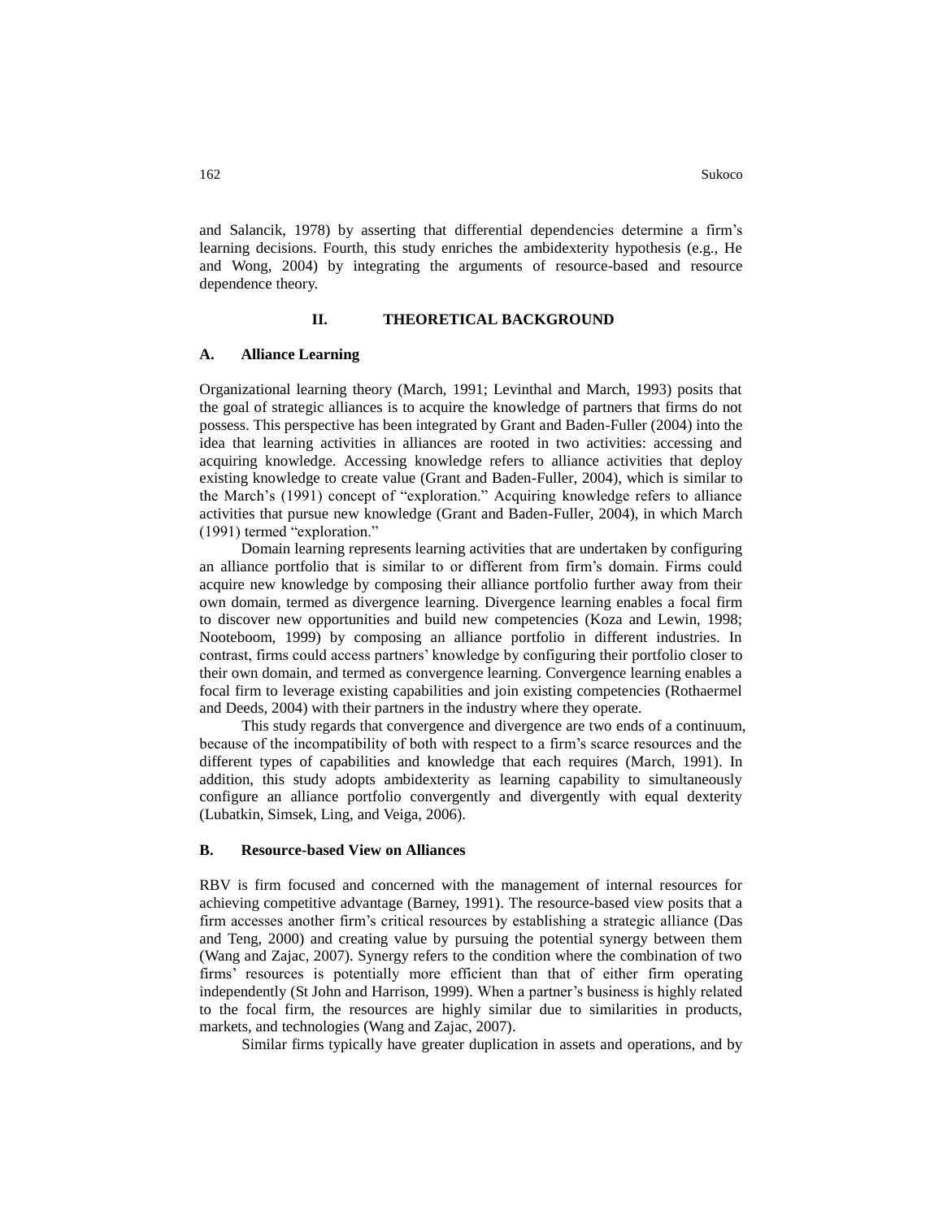and Salancik, 1978) by asserting that differential dependencies determine a firm's learning decisions. Fourth, this study enriches the ambidexterity hypothesis (e.g., He and Wong, 2004) by integrating the arguments of resource-based and resource dependence theory.

## II. THEORETICAL BACKGROUND

### A. Alliance Learning

Organizational learning theory (March, 1991; Levinthal and March, 1993) posits that the goal of strategic alliances is to acquire the knowledge of partners that firms do not possess. This perspective has been integrated by Grant and Baden-Fuller (2004) into the idea that learning activities in alliances are rooted in two activities: accessing and acquiring knowledge. Accessing knowledge refers to alliance activities that deploy existing knowledge to create value (Grant and Baden-Fuller, 2004), which is similar to the March's (1991) concept of "exploration." Acquiring knowledge refers to alliance activities that pursue new knowledge (Grant and Baden-Fuller, 2004), in which March (1991) termed "exploration."

Domain learning represents learning activities that are undertaken by configuring an alliance portfolio that is similar to or different from firm's domain. Firms could acquire new knowledge by composing their alliance portfolio further away from their own domain, termed as divergence learning. Divergence learning enables a focal firm to discover new opportunities and build new competencies (Koza and Lewin, 1998; Nooteboom, 1999) by composing an alliance portfolio in different industries. In contrast, firms could access partners' knowledge by configuring their portfolio closer to their own domain, and termed as convergence learning. Convergence learning enables a focal firm to leverage existing capabilities and join existing competencies (Rothaermel and Deeds, 2004) with their partners in the industry where they operate.

This study regards that convergence and divergence are two ends of a continuum, because of the incompatibility of both with respect to a firm's scarce resources and the different types of capabilities and knowledge that each requires (March, 1991). In addition, this study adopts ambidexterity as learning capability to simultaneously configure an alliance portfolio convergently and divergently with equal dexterity (Lubatkin, Simsek, Ling, and Veiga, 2006).

### B. Resource-based View on Alliances

RBV is firm focused and concerned with the management of internal resources for achieving competitive advantage (Barney, 1991). The resource-based view posits that a firm accesses another firm's critical resources by establishing a strategic alliance (Das and Teng, 2000) and creating value by pursuing the potential synergy between them (Wang and Zajac, 2007). Synergy refers to the condition where the combination of two firms' resources is potentially more efficient than that of either firm operating independently (St John and Harrison, 1999). When a partner's business is highly related to the focal firm, the resources are highly similar due to similarities in products, markets, and technologies (Wang and Zajac, 2007).

Similar firms typically have greater duplication in assets and operations, and by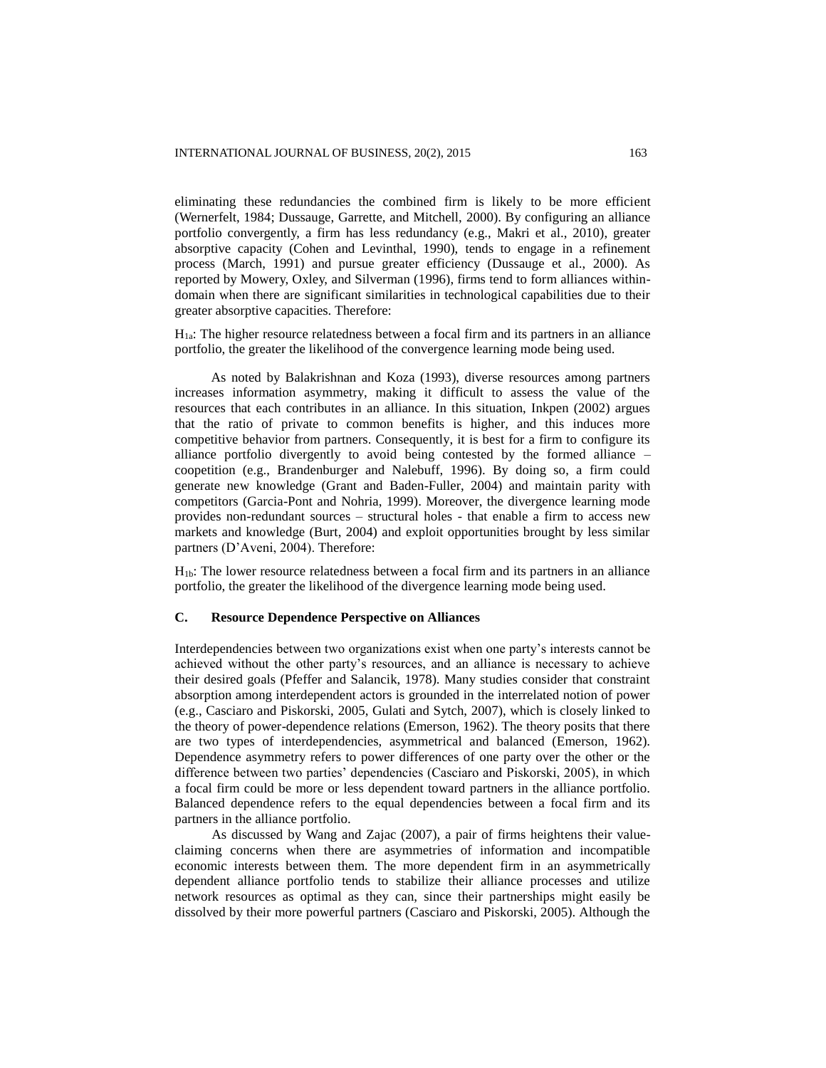eliminating these redundancies the combined firm is likely to be more efficient (Wernerfelt, 1984; Dussauge, Garrette, and Mitchell, 2000). By configuring an alliance portfolio convergently, a firm has less redundancy (e.g., Makri et al., 2010), greater absorptive capacity (Cohen and Levinthal, 1990), tends to engage in a refinement process (March, 1991) and pursue greater efficiency (Dussauge et al., 2000). As reported by Mowery, Oxley, and Silverman (1996), firms tend to form alliances within-domain when there are significant similarities in technological capabilities due to their greater absorptive capacities. Therefore:

$H_{1a}$: The higher resource relatedness between a focal firm and its partners in an alliance portfolio, the greater the likelihood of the convergence learning mode being used.

As noted by Balakrishnan and Koza (1993), diverse resources among partners increases information asymmetry, making it difficult to assess the value of the resources that each contributes in an alliance. In this situation, Inkpen (2002) argues that the ratio of private to common benefits is higher, and this induces more competitive behavior from partners. Consequently, it is best for a firm to configure its alliance portfolio divergently to avoid being contested by the formed alliance – coopetition (e.g., Brandenburger and Nalebuff, 1996). By doing so, a firm could generate new knowledge (Grant and Baden-Fuller, 2004) and maintain parity with competitors (Garcia-Pont and Nohria, 1999). Moreover, the divergence learning mode provides non-redundant sources – structural holes - that enable a firm to access new markets and knowledge (Burt, 2004) and exploit opportunities brought by less similar partners (D'Aveni, 2004). Therefore:

$H_{1b}$: The lower resource relatedness between a focal firm and its partners in an alliance portfolio, the greater the likelihood of the divergence learning mode being used.

### C. Resource Dependence Perspective on Alliances

Interdependencies between two organizations exist when one party's interests cannot be achieved without the other party's resources, and an alliance is necessary to achieve their desired goals (Pfeffer and Salancik, 1978). Many studies consider that constraint absorption among interdependent actors is grounded in the interrelated notion of power (e.g., Casciaro and Piskorski, 2005, Gulati and Sytch, 2007), which is closely linked to the theory of power-dependence relations (Emerson, 1962). The theory posits that there are two types of interdependencies, asymmetrical and balanced (Emerson, 1962). Dependence asymmetry refers to power differences of one party over the other or the difference between two parties' dependencies (Casciaro and Piskorski, 2005), in which a focal firm could be more or less dependent toward partners in the alliance portfolio. Balanced dependence refers to the equal dependencies between a focal firm and its partners in the alliance portfolio.

As discussed by Wang and Zajac (2007), a pair of firms heightens their value-claiming concerns when there are asymmetries of information and incompatible economic interests between them. The more dependent firm in an asymmetrically dependent alliance portfolio tends to stabilize their alliance processes and utilize network resources as optimal as they can, since their partnerships might easily be dissolved by their more powerful partners (Casciaro and Piskorski, 2005). Although the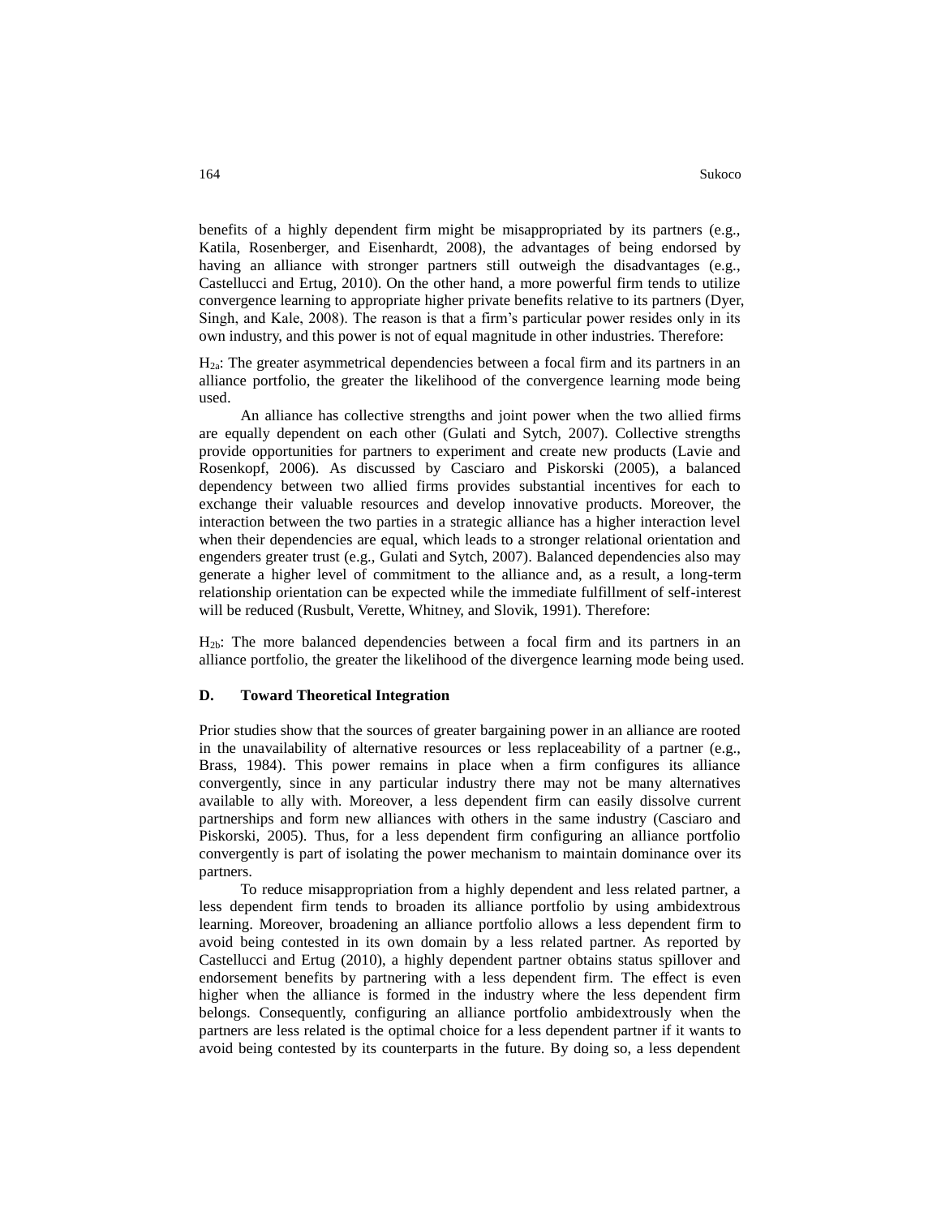benefits of a highly dependent firm might be misappropriated by its partners (e.g., Katila, Rosenberger, and Eisenhardt, 2008), the advantages of being endorsed by having an alliance with stronger partners still outweigh the disadvantages (e.g., Castellucci and Ertug, 2010). On the other hand, a more powerful firm tends to utilize convergence learning to appropriate higher private benefits relative to its partners (Dyer, Singh, and Kale, 2008). The reason is that a firm's particular power resides only in its own industry, and this power is not of equal magnitude in other industries. Therefore:

$H_{2a}$: The greater asymmetrical dependencies between a focal firm and its partners in an alliance portfolio, the greater the likelihood of the convergence learning mode being used.

An alliance has collective strengths and joint power when the two allied firms are equally dependent on each other (Gulati and Sytch, 2007). Collective strengths provide opportunities for partners to experiment and create new products (Lavie and Rosenkopf, 2006). As discussed by Casciaro and Piskorski (2005), a balanced dependency between two allied firms provides substantial incentives for each to exchange their valuable resources and develop innovative products. Moreover, the interaction between the two parties in a strategic alliance has a higher interaction level when their dependencies are equal, which leads to a stronger relational orientation and engenders greater trust (e.g., Gulati and Sytch, 2007). Balanced dependencies also may generate a higher level of commitment to the alliance and, as a result, a long-term relationship orientation can be expected while the immediate fulfillment of self-interest will be reduced (Rusbult, Verette, Whitney, and Slovik, 1991). Therefore:

$H_{2b}$: The more balanced dependencies between a focal firm and its partners in an alliance portfolio, the greater the likelihood of the divergence learning mode being used.

### D. Toward Theoretical Integration

Prior studies show that the sources of greater bargaining power in an alliance are rooted in the unavailability of alternative resources or less replaceability of a partner (e.g., Brass, 1984). This power remains in place when a firm configures its alliance convergently, since in any particular industry there may not be many alternatives available to ally with. Moreover, a less dependent firm can easily dissolve current partnerships and form new alliances with others in the same industry (Casciaro and Piskorski, 2005). Thus, for a less dependent firm configuring an alliance portfolio convergently is part of isolating the power mechanism to maintain dominance over its partners.

To reduce misappropriation from a highly dependent and less related partner, a less dependent firm tends to broaden its alliance portfolio by using ambidextrous learning. Moreover, broadening an alliance portfolio allows a less dependent firm to avoid being contested in its own domain by a less related partner. As reported by Castellucci and Ertug (2010), a highly dependent partner obtains status spillover and endorsement benefits by partnering with a less dependent firm. The effect is even higher when the alliance is formed in the industry where the less dependent firm belongs. Consequently, configuring an alliance portfolio ambidextrously when the partners are less related is the optimal choice for a less dependent partner if it wants to avoid being contested by its counterparts in the future. By doing so, a less dependent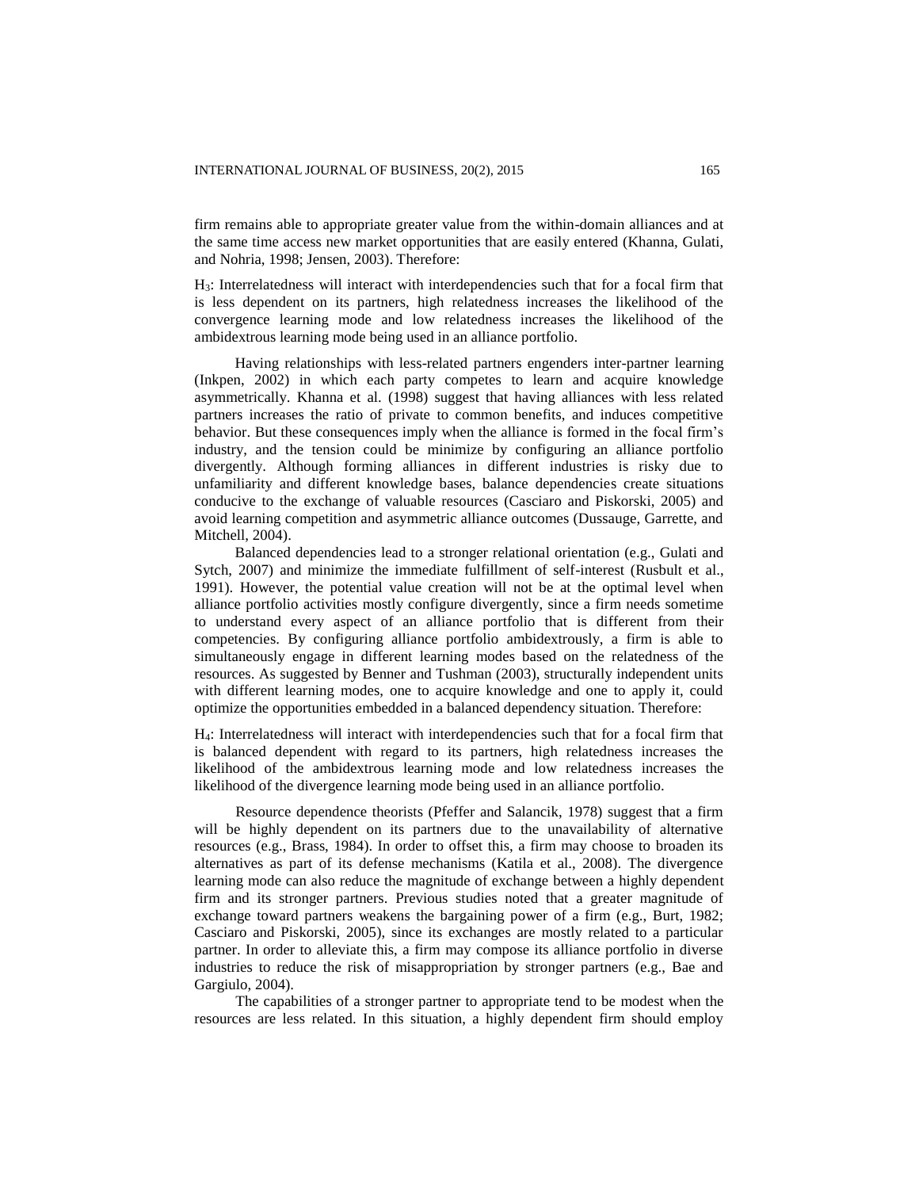firm remains able to appropriate greater value from the within-domain alliances and at the same time access new market opportunities that are easily entered (Khanna, Gulati, and Nohria, 1998; Jensen, 2003). Therefore:

$H_3$: Interrelatedness will interact with interdependencies such that for a focal firm that is less dependent on its partners, high relatedness increases the likelihood of the convergence learning mode and low relatedness increases the likelihood of the ambidextrous learning mode being used in an alliance portfolio.

Having relationships with less-related partners engenders inter-partner learning (Inkpen, 2002) in which each party competes to learn and acquire knowledge asymmetrically. Khanna et al. (1998) suggest that having alliances with less related partners increases the ratio of private to common benefits, and induces competitive behavior. But these consequences imply when the alliance is formed in the focal firm's industry, and the tension could be minimize by configuring an alliance portfolio divergently. Although forming alliances in different industries is risky due to unfamiliarity and different knowledge bases, balance dependencies create situations conducive to the exchange of valuable resources (Casciaro and Piskorski, 2005) and avoid learning competition and asymmetric alliance outcomes (Dussauge, Garrette, and Mitchell, 2004).

Balanced dependencies lead to a stronger relational orientation (e.g., Gulati and Sytch, 2007) and minimize the immediate fulfillment of self-interest (Rusbult et al., 1991). However, the potential value creation will not be at the optimal level when alliance portfolio activities mostly configure divergently, since a firm needs sometime to understand every aspect of an alliance portfolio that is different from their competencies. By configuring alliance portfolio ambidextrously, a firm is able to simultaneously engage in different learning modes based on the relatedness of the resources. As suggested by Benner and Tushman (2003), structurally independent units with different learning modes, one to acquire knowledge and one to apply it, could optimize the opportunities embedded in a balanced dependency situation. Therefore:

$H_4$: Interrelatedness will interact with interdependencies such that for a focal firm that is balanced dependent with regard to its partners, high relatedness increases the likelihood of the ambidextrous learning mode and low relatedness increases the likelihood of the divergence learning mode being used in an alliance portfolio.

Resource dependence theorists (Pfeffer and Salancik, 1978) suggest that a firm will be highly dependent on its partners due to the unavailability of alternative resources (e.g., Brass, 1984). In order to offset this, a firm may choose to broaden its alternatives as part of its defense mechanisms (Katila et al., 2008). The divergence learning mode can also reduce the magnitude of exchange between a highly dependent firm and its stronger partners. Previous studies noted that a greater magnitude of exchange toward partners weakens the bargaining power of a firm (e.g., Burt, 1982; Casciaro and Piskorski, 2005), since its exchanges are mostly related to a particular partner. In order to alleviate this, a firm may compose its alliance portfolio in diverse industries to reduce the risk of misappropriation by stronger partners (e.g., Bae and Gargiulo, 2004).

The capabilities of a stronger partner to appropriate tend to be modest when the resources are less related. In this situation, a highly dependent firm should employ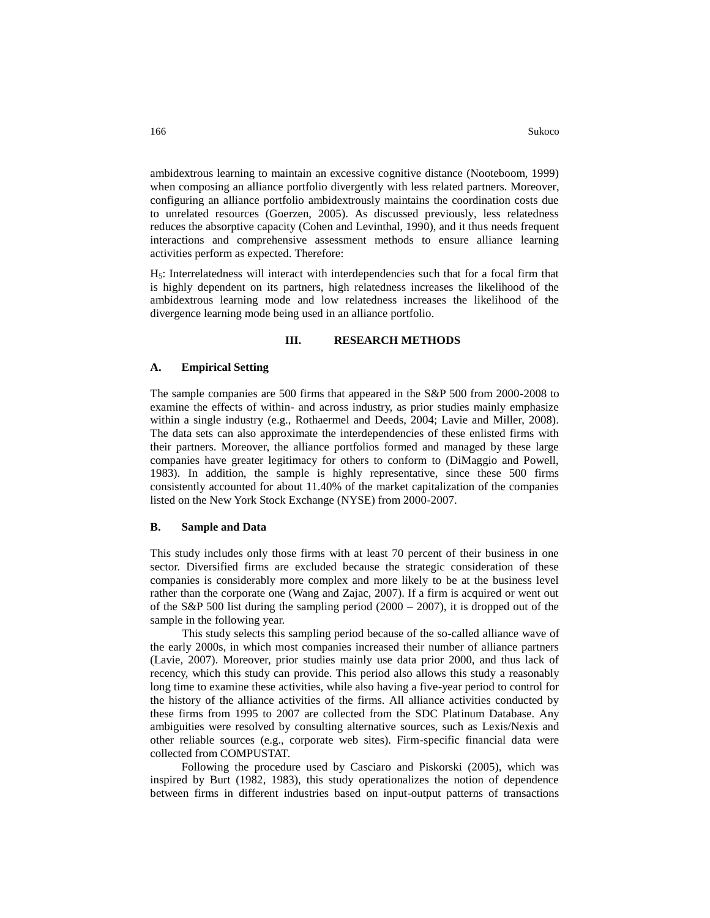ambidextrous learning to maintain an excessive cognitive distance (Nooteboom, 1999) when composing an alliance portfolio divergently with less related partners. Moreover, configuring an alliance portfolio ambidextrously maintains the coordination costs due to unrelated resources (Goerzen, 2005). As discussed previously, less relatedness reduces the absorptive capacity (Cohen and Levinthal, 1990), and it thus needs frequent interactions and comprehensive assessment methods to ensure alliance learning activities perform as expected. Therefore:

$H_5$: Interrelatedness will interact with interdependencies such that for a focal firm that is highly dependent on its partners, high relatedness increases the likelihood of the ambidextrous learning mode and low relatedness increases the likelihood of the divergence learning mode being used in an alliance portfolio.

## III. RESEARCH METHODS

### A. Empirical Setting

The sample companies are 500 firms that appeared in the S&P 500 from 2000-2008 to examine the effects of within- and across industry, as prior studies mainly emphasize within a single industry (e.g., Rothaermel and Deeds, 2004; Lavie and Miller, 2008). The data sets can also approximate the interdependencies of these enlisted firms with their partners. Moreover, the alliance portfolios formed and managed by these large companies have greater legitimacy for others to conform to (DiMaggio and Powell, 1983). In addition, the sample is highly representative, since these 500 firms consistently accounted for about 11.40% of the market capitalization of the companies listed on the New York Stock Exchange (NYSE) from 2000-2007.

### B. Sample and Data

This study includes only those firms with at least 70 percent of their business in one sector. Diversified firms are excluded because the strategic consideration of these companies is considerably more complex and more likely to be at the business level rather than the corporate one (Wang and Zajac, 2007). If a firm is acquired or went out of the S&P 500 list during the sampling period (2000 – 2007), it is dropped out of the sample in the following year.

This study selects this sampling period because of the so-called alliance wave of the early 2000s, in which most companies increased their number of alliance partners (Lavie, 2007). Moreover, prior studies mainly use data prior 2000, and thus lack of recency, which this study can provide. This period also allows this study a reasonably long time to examine these activities, while also having a five-year period to control for the history of the alliance activities of the firms. All alliance activities conducted by these firms from 1995 to 2007 are collected from the SDC Platinum Database. Any ambiguities were resolved by consulting alternative sources, such as Lexis/Nexis and other reliable sources (e.g., corporate web sites). Firm-specific financial data were collected from COMPUSTAT.

Following the procedure used by Casciaro and Piskorski (2005), which was inspired by Burt (1982, 1983), this study operationalizes the notion of dependence between firms in different industries based on input-output patterns of transactions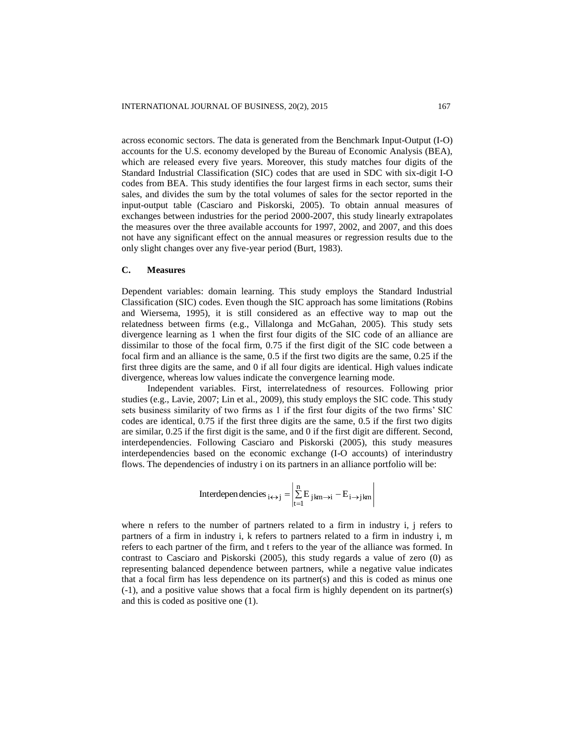across economic sectors. The data is generated from the Benchmark Input-Output (I-O) accounts for the U.S. economy developed by the Bureau of Economic Analysis (BEA), which are released every five years. Moreover, this study matches four digits of the Standard Industrial Classification (SIC) codes that are used in SDC with six-digit I-O codes from BEA. This study identifies the four largest firms in each sector, sums their sales, and divides the sum by the total volumes of sales for the sector reported in the input-output table (Casciaro and Piskorski, 2005). To obtain annual measures of exchanges between industries for the period 2000-2007, this study linearly extrapolates the measures over the three available accounts for 1997, 2002, and 2007, and this does not have any significant effect on the annual measures or regression results due to the only slight changes over any five-year period (Burt, 1983).

### C. Measures

Dependent variables: domain learning. This study employs the Standard Industrial Classification (SIC) codes. Even though the SIC approach has some limitations (Robins and Wiersema, 1995), it is still considered as an effective way to map out the relatedness between firms (e.g., Villalonga and McGahan, 2005). This study sets divergence learning as 1 when the first four digits of the SIC code of an alliance are dissimilar to those of the focal firm, 0.75 if the first digit of the SIC code between a focal firm and an alliance is the same, 0.5 if the first two digits are the same, 0.25 if the first three digits are the same, and 0 if all four digits are identical. High values indicate divergence, whereas low values indicate the convergence learning mode.

Independent variables. First, interrelatedness of resources. Following prior studies (e.g., Lavie, 2007; Lin et al., 2009), this study employs the SIC code. This study sets business similarity of two firms as 1 if the first four digits of the two firms' SIC codes are identical, 0.75 if the first three digits are the same, 0.5 if the first two digits are similar, 0.25 if the first digit is the same, and 0 if the first digit are different. Second, interdependencies. Following Casciaro and Piskorski (2005), this study measures interdependencies based on the economic exchange (I-O accounts) of interindustry flows. The dependencies of industry i on its partners in an alliance portfolio will be:

$$\text{Interdependencies}_{i \leftrightarrow j} = \left| \sum_{t=1}^{n} E_{jkm \to i} - E_{i \to jkm} \right|$$

where n refers to the number of partners related to a firm in industry i, j refers to partners of a firm in industry i, k refers to partners related to a firm in industry i, m refers to each partner of the firm, and t refers to the year of the alliance was formed. In contrast to Casciaro and Piskorski (2005), this study regards a value of zero (0) as representing balanced dependence between partners, while a negative value indicates that a focal firm has less dependence on its partner(s) and this is coded as minus one (-1), and a positive value shows that a focal firm is highly dependent on its partner(s) and this is coded as positive one (1).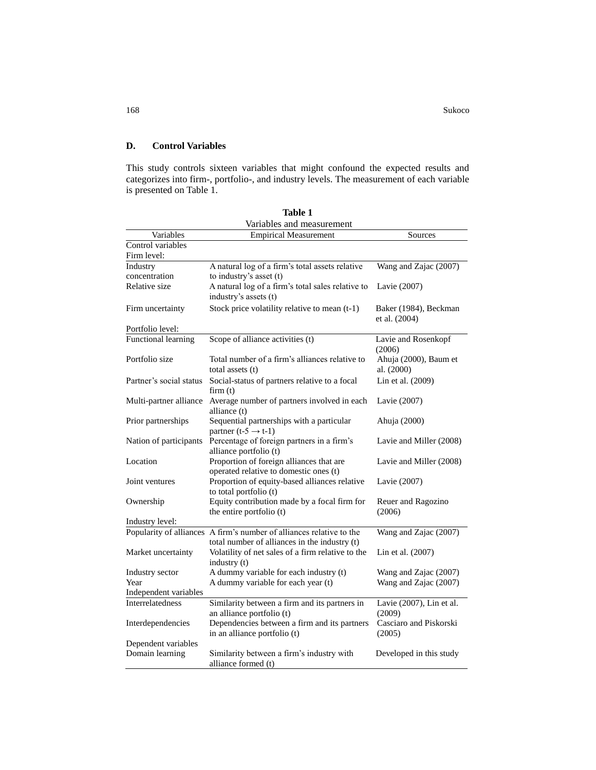## D. Control Variables

This study controls sixteen variables that might confound the expected results and categorizes into firm-, portfolio-, and industry levels. The measurement of each variable is presented on Table 1.

**Table 1**

Variables and measurement

| Variables | Empirical Measurement | Sources |
|---|---|---|
| Control variables | | |
| Firm level: | | |
| Industry concentration | A natural log of a firm's total assets relative to industry's asset (t) | Wang and Zajac (2007) |
| Relative size | A natural log of a firm's total sales relative to industry's assets (t) | Lavie (2007) |
| Firm uncertainty | Stock price volatility relative to mean (t-1) | Baker (1984), Beckman et al. (2004) |
| Portfolio level: | | |
| Functional learning | Scope of alliance activities (t) | Lavie and Rosenkopf (2006) |
| Portfolio size | Total number of a firm's alliances relative to total assets (t) | Ahuja (2000), Baum et al. (2000) |
| Partner's social status | Social-status of partners relative to a focal firm (t) | Lin et al. (2009) |
| Multi-partner alliance | Average number of partners involved in each alliance (t) | Lavie (2007) |
| Prior partnerships | Sequential partnerships with a particular partner (t-5 → t-1) | Ahuja (2000) |
| Nation of participants | Percentage of foreign partners in a firm's alliance portfolio (t) | Lavie and Miller (2008) |
| Location | Proportion of foreign alliances that are operated relative to domestic ones (t) | Lavie and Miller (2008) |
| Joint ventures | Proportion of equity-based alliances relative to total portfolio (t) | Lavie (2007) |
| Ownership | Equity contribution made by a focal firm for the entire portfolio (t) | Reuer and Ragozino (2006) |
| Industry level: | | |
| Popularity of alliances | A firm's number of alliances relative to the total number of alliances in the industry (t) | Wang and Zajac (2007) |
| Market uncertainty | Volatility of net sales of a firm relative to the industry (t) | Lin et al. (2007) |
| Industry sector | A dummy variable for each industry (t) | Wang and Zajac (2007) |
| Year | A dummy variable for each year (t) | Wang and Zajac (2007) |
| Independent variables | | |
| Interrelatedness | Similarity between a firm and its partners in an alliance portfolio (t) | Lavie (2007), Lin et al. (2009) |
| Interdependencies | Dependencies between a firm and its partners in an alliance portfolio (t) | Casciaro and Piskorski (2005) |
| Dependent variables | | |
| Domain learning | Similarity between a firm's industry with alliance formed (t) | Developed in this study |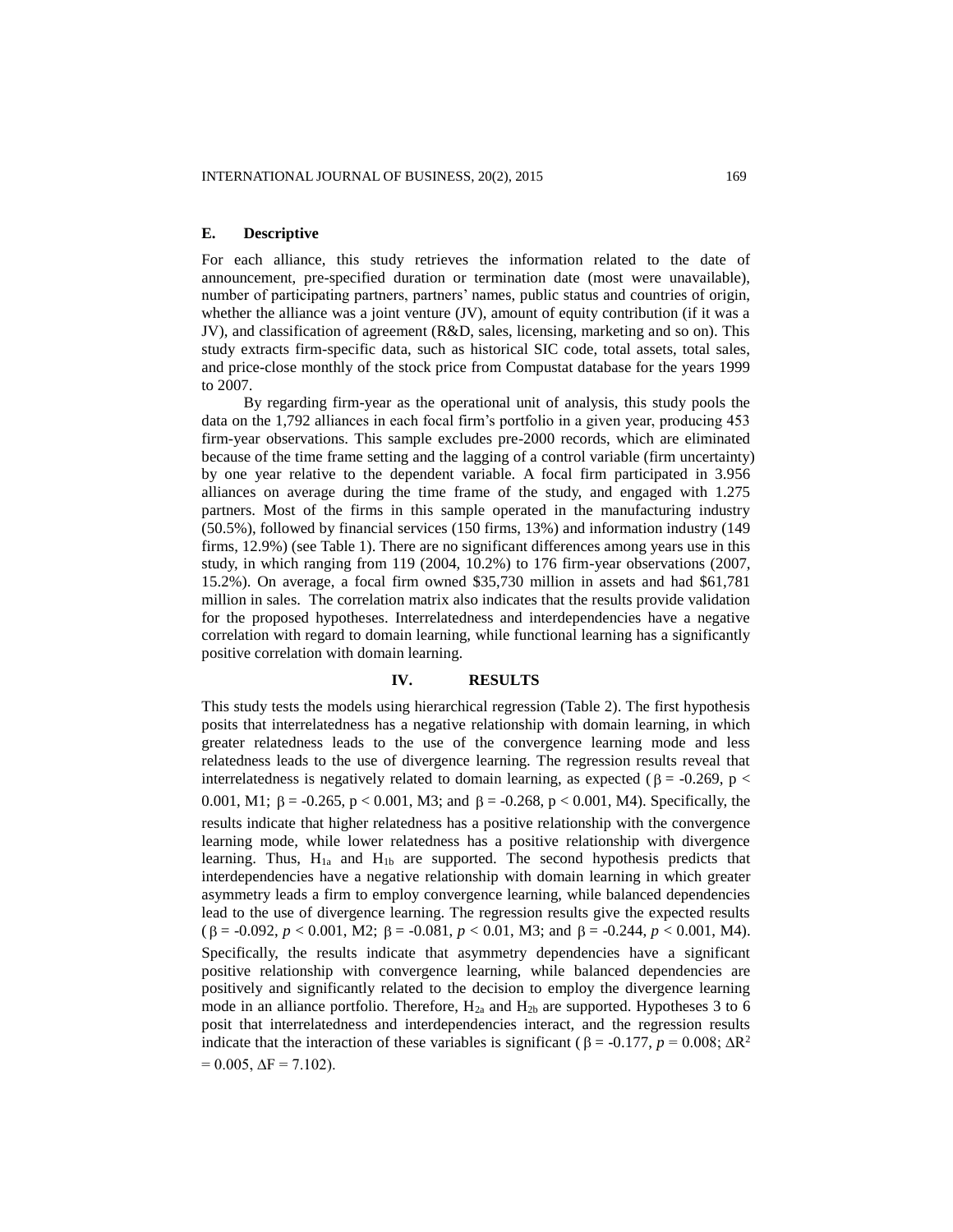### E. Descriptive

For each alliance, this study retrieves the information related to the date of announcement, pre-specified duration or termination date (most were unavailable), number of participating partners, partners' names, public status and countries of origin, whether the alliance was a joint venture (JV), amount of equity contribution (if it was a JV), and classification of agreement (R&D, sales, licensing, marketing and so on). This study extracts firm-specific data, such as historical SIC code, total assets, total sales, and price-close monthly of the stock price from Compustat database for the years 1999 to 2007.

By regarding firm-year as the operational unit of analysis, this study pools the data on the 1,792 alliances in each focal firm's portfolio in a given year, producing 453 firm-year observations. This sample excludes pre-2000 records, which are eliminated because of the time frame setting and the lagging of a control variable (firm uncertainty) by one year relative to the dependent variable. A focal firm participated in 3.956 alliances on average during the time frame of the study, and engaged with 1.275 partners. Most of the firms in this sample operated in the manufacturing industry (50.5%), followed by financial services (150 firms, 13%) and information industry (149 firms, 12.9%) (see Table 1). There are no significant differences among years use in this study, in which ranging from 119 (2004, 10.2%) to 176 firm-year observations (2007, 15.2%). On average, a focal firm owned \$35,730 million in assets and had \$61,781 million in sales. The correlation matrix also indicates that the results provide validation for the proposed hypotheses. Interrelatedness and interdependencies have a negative correlation with regard to domain learning, while functional learning has a significantly positive correlation with domain learning.

## IV. RESULTS

This study tests the models using hierarchical regression (Table 2). The first hypothesis posits that interrelatedness has a negative relationship with domain learning, in which greater relatedness leads to the use of the convergence learning mode and less relatedness leads to the use of divergence learning. The regression results reveal that interrelatedness is negatively related to domain learning, as expected ($\beta = -0.269$, $p < 0.001$, M1; $\beta = -0.265$, $p < 0.001$, M3; and $\beta = -0.268$, $p < 0.001$, M4). Specifically, the results indicate that higher relatedness has a positive relationship with the convergence learning mode, while lower relatedness has a positive relationship with divergence learning. Thus, $H_{1a}$ and $H_{1b}$ are supported. The second hypothesis predicts that interdependencies have a negative relationship with domain learning in which greater asymmetry leads a firm to employ convergence learning, while balanced dependencies lead to the use of divergence learning. The regression results give the expected results ($\beta = -0.092$, $p < 0.001$, M2; $\beta = -0.081$, $p < 0.01$, M3; and $\beta = -0.244$, $p < 0.001$, M4). Specifically, the results indicate that asymmetry dependencies have a significant positive relationship with convergence learning, while balanced dependencies are positively and significantly related to the decision to employ the divergence learning mode in an alliance portfolio. Therefore, $H_{2a}$ and $H_{2b}$ are supported. Hypotheses 3 to 6 posit that interrelatedness and interdependencies interact, and the regression results indicate that the interaction of these variables is significant ($\beta = -0.177$, $p = 0.008$; $\Delta R^2 = 0.005$, $\Delta F = 7.102$).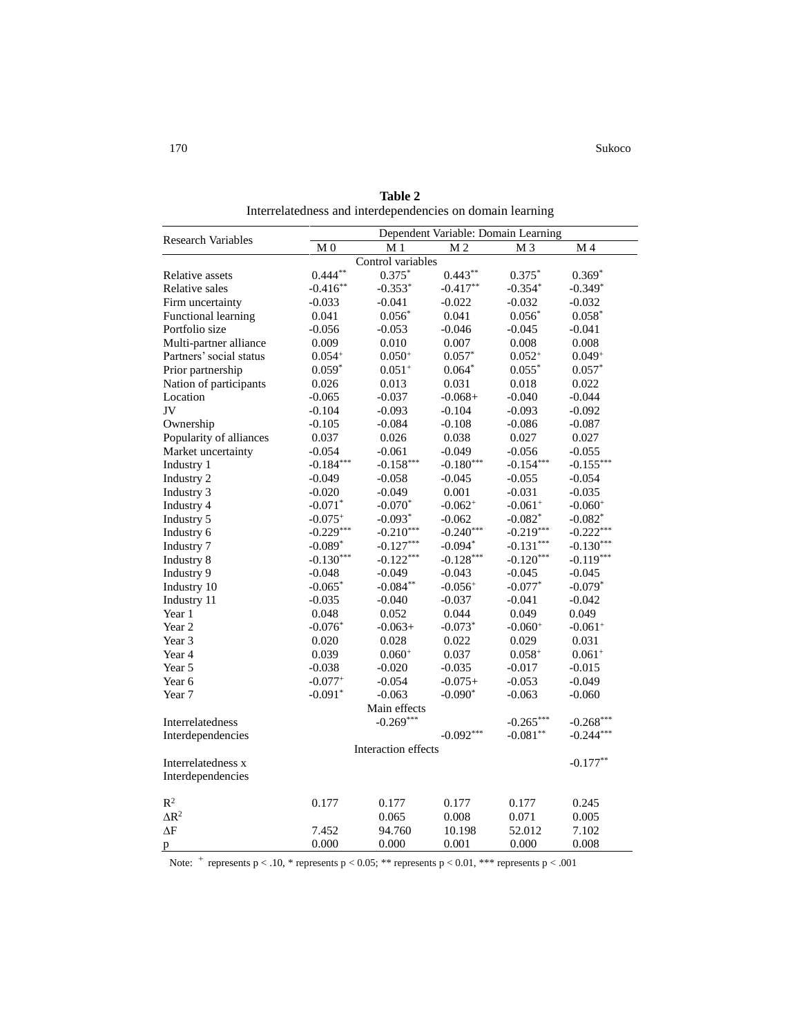**Table 2**
Interrelatedness and interdependencies on domain learning

| Research Variables | Dependent Variable: Domain Learning | | | | |
|---|---|---|---|---|---|
| | M 0 | M 1 | M 2 | M 3 | M 4 |
| *Control variables* | | | | | |
| Relative assets | 0.444** | 0.375* | 0.443** | 0.375* | 0.369* |
| Relative sales | -0.416** | -0.353* | -0.417** | -0.354* | -0.349* |
| Firm uncertainty | -0.033 | -0.041 | -0.022 | -0.032 | -0.032 |
| Functional learning | 0.041 | 0.056* | 0.041 | 0.056* | 0.058* |
| Portfolio size | -0.056 | -0.053 | -0.046 | -0.045 | -0.041 |
| Multi-partner alliance | 0.009 | 0.010 | 0.007 | 0.008 | 0.008 |
| Partners' social status | 0.054+ | 0.050+ | 0.057* | 0.052+ | 0.049+ |
| Prior partnership | 0.059* | 0.051+ | 0.064* | 0.055* | 0.057* |
| Nation of participants | 0.026 | 0.013 | 0.031 | 0.018 | 0.022 |
| Location | -0.065 | -0.037 | -0.068+ | -0.040 | -0.044 |
| JV | -0.104 | -0.093 | -0.104 | -0.093 | -0.092 |
| Ownership | -0.105 | -0.084 | -0.108 | -0.086 | -0.087 |
| Popularity of alliances | 0.037 | 0.026 | 0.038 | 0.027 | 0.027 |
| Market uncertainty | -0.054 | -0.061 | -0.049 | -0.056 | -0.055 |
| Industry 1 | -0.184*** | -0.158*** | -0.180*** | -0.154*** | -0.155*** |
| Industry 2 | -0.049 | -0.058 | -0.045 | -0.055 | -0.054 |
| Industry 3 | -0.020 | -0.049 | 0.001 | -0.031 | -0.035 |
| Industry 4 | -0.071* | -0.070* | -0.062+ | -0.061+ | -0.060+ |
| Industry 5 | -0.075+ | -0.093* | -0.062 | -0.082* | -0.082* |
| Industry 6 | -0.229*** | -0.210*** | -0.240*** | -0.219*** | -0.222*** |
| Industry 7 | -0.089* | -0.127*** | -0.094* | -0.131*** | -0.130*** |
| Industry 8 | -0.130*** | -0.122*** | -0.128*** | -0.120*** | -0.119*** |
| Industry 9 | -0.048 | -0.049 | -0.043 | -0.045 | -0.045 |
| Industry 10 | -0.065* | -0.084** | -0.056+ | -0.077* | -0.079* |
| Industry 11 | -0.035 | -0.040 | -0.037 | -0.041 | -0.042 |
| Year 1 | 0.048 | 0.052 | 0.044 | 0.049 | 0.049 |
| Year 2 | -0.076* | -0.063+ | -0.073* | -0.060+ | -0.061+ |
| Year 3 | 0.020 | 0.028 | 0.022 | 0.029 | 0.031 |
| Year 4 | 0.039 | 0.060+ | 0.037 | 0.058+ | 0.061+ |
| Year 5 | -0.038 | -0.020 | -0.035 | -0.017 | -0.015 |
| Year 6 | -0.077+ | -0.054 | -0.075+ | -0.053 | -0.049 |
| Year 7 | -0.091* | -0.063 | -0.090* | -0.063 | -0.060 |
| *Main effects* | | | | | |
| Interrelatedness | | -0.269*** | | -0.265*** | -0.268*** |
| Interdependencies | | | -0.092*** | -0.081** | -0.244*** |
| *Interaction effects* | | | | | |
| Interrelatedness x Interdependencies | | | | | -0.177** |
| $R^2$ | 0.177 | 0.177 | 0.177 | 0.177 | 0.245 |
| $\Delta R^2$ | | 0.065 | 0.008 | 0.071 | 0.005 |
| $\Delta F$ | 7.452 | 94.760 | 10.198 | 52.012 | 7.102 |
| p | 0.000 | 0.000 | 0.001 | 0.000 | 0.008 |

Note: + represents $p < .10$, * represents $p < 0.05$; ** represents $p < 0.01$, *** represents $p < .001$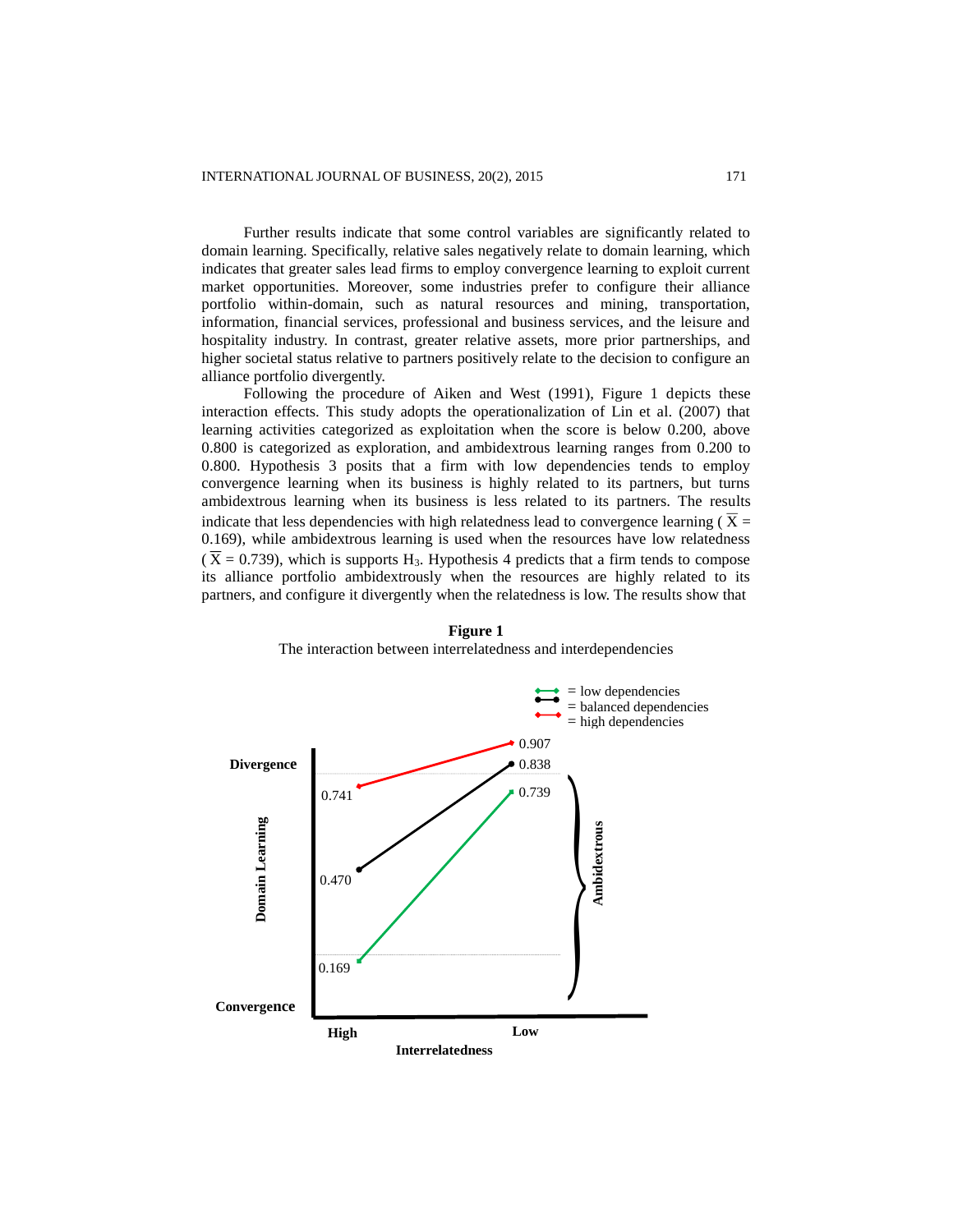Further results indicate that some control variables are significantly related to domain learning. Specifically, relative sales negatively relate to domain learning, which indicates that greater sales lead firms to employ convergence learning to exploit current market opportunities. Moreover, some industries prefer to configure their alliance portfolio within-domain, such as natural resources and mining, transportation, information, financial services, professional and business services, and the leisure and hospitality industry. In contrast, greater relative assets, more prior partnerships, and higher societal status relative to partners positively relate to the decision to configure an alliance portfolio divergently.

Following the procedure of Aiken and West (1991), Figure 1 depicts these interaction effects. This study adopts the operationalization of Lin et al. (2007) that learning activities categorized as exploitation when the score is below 0.200, above 0.800 is categorized as exploration, and ambidextrous learning ranges from 0.200 to 0.800. Hypothesis 3 posits that a firm with low dependencies tends to employ convergence learning when its business is highly related to its partners, but turns ambidextrous learning when its business is less related to its partners. The results indicate that less dependencies with high relatedness lead to convergence learning ($\overline{X}$ = 0.169), while ambidextrous learning is used when the resources have low relatedness ($\overline{X}$ = 0.739), which is supports $H_3$. Hypothesis 4 predicts that a firm tends to compose its alliance portfolio ambidextrously when the resources are highly related to its partners, and configure it divergently when the relatedness is low. The results show that

**Figure 1**

The interaction between interrelatedness and interdependencies

= low dependencies
= balanced dependencies
= high dependencies

| Interrelatedness | Low dependencies | Balanced dependencies | High dependencies |
|---|---|---|---|
| High | 0.169 | 0.470 | 0.741 |
| Low | 0.739 | 0.838 | 0.907 |

Domain Learning (Convergence – Divergence); Ambidextrous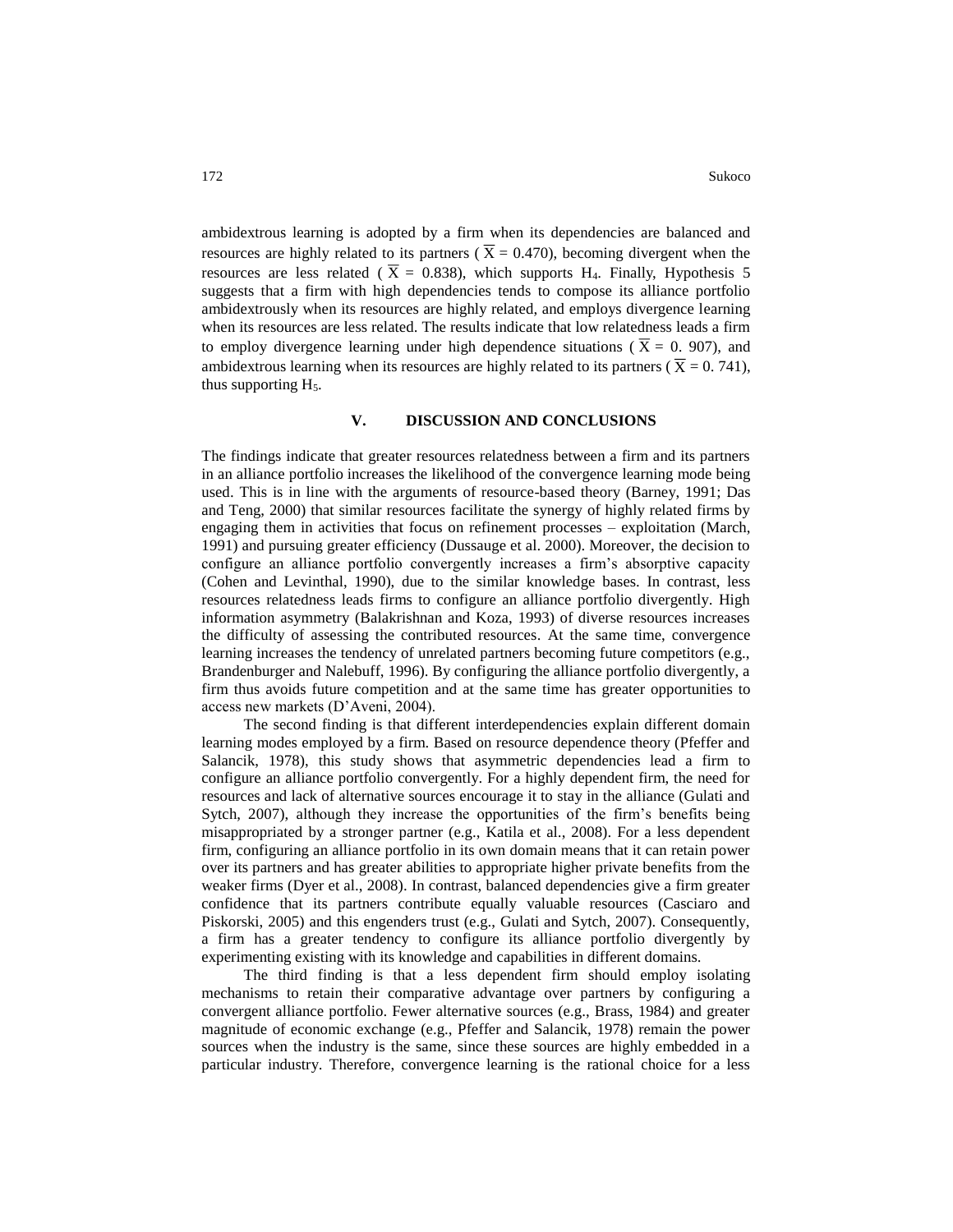ambidextrous learning is adopted by a firm when its dependencies are balanced and resources are highly related to its partners ( $\overline{X} = 0.470$), becoming divergent when the resources are less related ( $\overline{X} = 0.838$), which supports $H_4$. Finally, Hypothesis 5 suggests that a firm with high dependencies tends to compose its alliance portfolio ambidextrously when its resources are highly related, and employs divergence learning when its resources are less related. The results indicate that low relatedness leads a firm to employ divergence learning under high dependence situations ( $\overline{X} = 0.907$), and ambidextrous learning when its resources are highly related to its partners ( $\overline{X} = 0.741$), thus supporting $H_5$.

## V. DISCUSSION AND CONCLUSIONS

The findings indicate that greater resources relatedness between a firm and its partners in an alliance portfolio increases the likelihood of the convergence learning mode being used. This is in line with the arguments of resource-based theory (Barney, 1991; Das and Teng, 2000) that similar resources facilitate the synergy of highly related firms by engaging them in activities that focus on refinement processes – exploitation (March, 1991) and pursuing greater efficiency (Dussauge et al. 2000). Moreover, the decision to configure an alliance portfolio convergently increases a firm's absorptive capacity (Cohen and Levinthal, 1990), due to the similar knowledge bases. In contrast, less resources relatedness leads firms to configure an alliance portfolio divergently. High information asymmetry (Balakrishnan and Koza, 1993) of diverse resources increases the difficulty of assessing the contributed resources. At the same time, convergence learning increases the tendency of unrelated partners becoming future competitors (e.g., Brandenburger and Nalebuff, 1996). By configuring the alliance portfolio divergently, a firm thus avoids future competition and at the same time has greater opportunities to access new markets (D'Aveni, 2004).

The second finding is that different interdependencies explain different domain learning modes employed by a firm. Based on resource dependence theory (Pfeffer and Salancik, 1978), this study shows that asymmetric dependencies lead a firm to configure an alliance portfolio convergently. For a highly dependent firm, the need for resources and lack of alternative sources encourage it to stay in the alliance (Gulati and Sytch, 2007), although they increase the opportunities of the firm's benefits being misappropriated by a stronger partner (e.g., Katila et al., 2008). For a less dependent firm, configuring an alliance portfolio in its own domain means that it can retain power over its partners and has greater abilities to appropriate higher private benefits from the weaker firms (Dyer et al., 2008). In contrast, balanced dependencies give a firm greater confidence that its partners contribute equally valuable resources (Casciaro and Piskorski, 2005) and this engenders trust (e.g., Gulati and Sytch, 2007). Consequently, a firm has a greater tendency to configure its alliance portfolio divergently by experimenting existing with its knowledge and capabilities in different domains.

The third finding is that a less dependent firm should employ isolating mechanisms to retain their comparative advantage over partners by configuring a convergent alliance portfolio. Fewer alternative sources (e.g., Brass, 1984) and greater magnitude of economic exchange (e.g., Pfeffer and Salancik, 1978) remain the power sources when the industry is the same, since these sources are highly embedded in a particular industry. Therefore, convergence learning is the rational choice for a less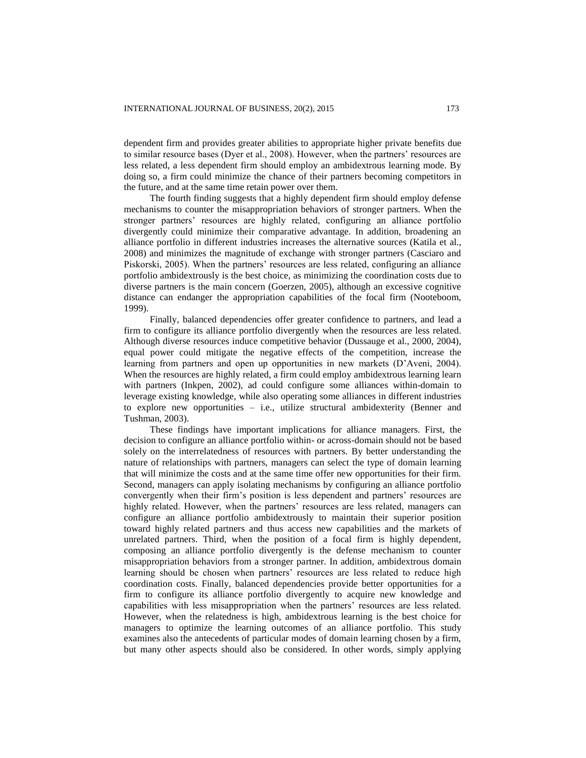dependent firm and provides greater abilities to appropriate higher private benefits due to similar resource bases (Dyer et al., 2008). However, when the partners' resources are less related, a less dependent firm should employ an ambidextrous learning mode. By doing so, a firm could minimize the chance of their partners becoming competitors in the future, and at the same time retain power over them.

The fourth finding suggests that a highly dependent firm should employ defense mechanisms to counter the misappropriation behaviors of stronger partners. When the stronger partners' resources are highly related, configuring an alliance portfolio divergently could minimize their comparative advantage. In addition, broadening an alliance portfolio in different industries increases the alternative sources (Katila et al., 2008) and minimizes the magnitude of exchange with stronger partners (Casciaro and Piskorski, 2005). When the partners' resources are less related, configuring an alliance portfolio ambidextrously is the best choice, as minimizing the coordination costs due to diverse partners is the main concern (Goerzen, 2005), although an excessive cognitive distance can endanger the appropriation capabilities of the focal firm (Nooteboom, 1999).

Finally, balanced dependencies offer greater confidence to partners, and lead a firm to configure its alliance portfolio divergently when the resources are less related. Although diverse resources induce competitive behavior (Dussauge et al., 2000, 2004), equal power could mitigate the negative effects of the competition, increase the learning from partners and open up opportunities in new markets (D'Aveni, 2004). When the resources are highly related, a firm could employ ambidextrous learning learn with partners (Inkpen, 2002), ad could configure some alliances within-domain to leverage existing knowledge, while also operating some alliances in different industries to explore new opportunities – i.e., utilize structural ambidexterity (Benner and Tushman, 2003).

These findings have important implications for alliance managers. First, the decision to configure an alliance portfolio within- or across-domain should not be based solely on the interrelatedness of resources with partners. By better understanding the nature of relationships with partners, managers can select the type of domain learning that will minimize the costs and at the same time offer new opportunities for their firm. Second, managers can apply isolating mechanisms by configuring an alliance portfolio convergently when their firm's position is less dependent and partners' resources are highly related. However, when the partners' resources are less related, managers can configure an alliance portfolio ambidextrously to maintain their superior position toward highly related partners and thus access new capabilities and the markets of unrelated partners. Third, when the position of a focal firm is highly dependent, composing an alliance portfolio divergently is the defense mechanism to counter misappropriation behaviors from a stronger partner. In addition, ambidextrous domain learning should be chosen when partners' resources are less related to reduce high coordination costs. Finally, balanced dependencies provide better opportunities for a firm to configure its alliance portfolio divergently to acquire new knowledge and capabilities with less misappropriation when the partners' resources are less related. However, when the relatedness is high, ambidextrous learning is the best choice for managers to optimize the learning outcomes of an alliance portfolio. This study examines also the antecedents of particular modes of domain learning chosen by a firm, but many other aspects should also be considered. In other words, simply applying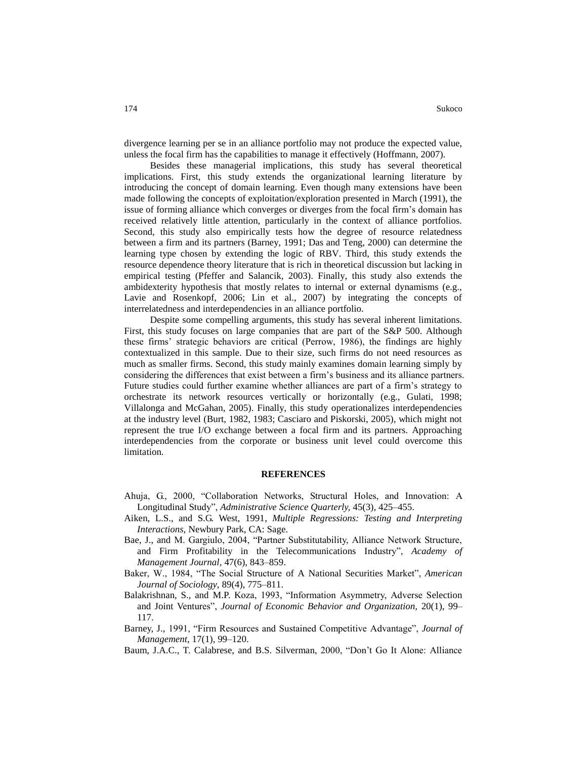divergence learning per se in an alliance portfolio may not produce the expected value, unless the focal firm has the capabilities to manage it effectively (Hoffmann, 2007).

Besides these managerial implications, this study has several theoretical implications. First, this study extends the organizational learning literature by introducing the concept of domain learning. Even though many extensions have been made following the concepts of exploitation/exploration presented in March (1991), the issue of forming alliance which converges or diverges from the focal firm's domain has received relatively little attention, particularly in the context of alliance portfolios. Second, this study also empirically tests how the degree of resource relatedness between a firm and its partners (Barney, 1991; Das and Teng, 2000) can determine the learning type chosen by extending the logic of RBV. Third, this study extends the resource dependence theory literature that is rich in theoretical discussion but lacking in empirical testing (Pfeffer and Salancik, 2003). Finally, this study also extends the ambidexterity hypothesis that mostly relates to internal or external dynamisms (e.g., Lavie and Rosenkopf, 2006; Lin et al., 2007) by integrating the concepts of interrelatedness and interdependencies in an alliance portfolio.

Despite some compelling arguments, this study has several inherent limitations. First, this study focuses on large companies that are part of the S&P 500. Although these firms' strategic behaviors are critical (Perrow, 1986), the findings are highly contextualized in this sample. Due to their size, such firms do not need resources as much as smaller firms. Second, this study mainly examines domain learning simply by considering the differences that exist between a firm's business and its alliance partners. Future studies could further examine whether alliances are part of a firm's strategy to orchestrate its network resources vertically or horizontally (e.g., Gulati, 1998; Villalonga and McGahan, 2005). Finally, this study operationalizes interdependencies at the industry level (Burt, 1982, 1983; Casciaro and Piskorski, 2005), which might not represent the true I/O exchange between a focal firm and its partners. Approaching interdependencies from the corporate or business unit level could overcome this limitation.

## REFERENCES

Ahuja, G., 2000, "Collaboration Networks, Structural Holes, and Innovation: A Longitudinal Study", *Administrative Science Quarterly*, 45(3), 425–455.

Aiken, L.S., and S.G. West, 1991, *Multiple Regressions: Testing and Interpreting Interactions*, Newbury Park, CA: Sage.

Bae, J., and M. Gargiulo, 2004, "Partner Substitutability, Alliance Network Structure, and Firm Profitability in the Telecommunications Industry", *Academy of Management Journal*, 47(6), 843–859.

Baker, W., 1984, "The Social Structure of A National Securities Market", *American Journal of Sociology*, 89(4), 775–811.

Balakrishnan, S., and M.P. Koza, 1993, "Information Asymmetry, Adverse Selection and Joint Ventures", *Journal of Economic Behavior and Organization*, 20(1), 99–117.

Barney, J., 1991, "Firm Resources and Sustained Competitive Advantage", *Journal of Management*, 17(1), 99–120.

Baum, J.A.C., T. Calabrese, and B.S. Silverman, 2000, "Don't Go It Alone: Alliance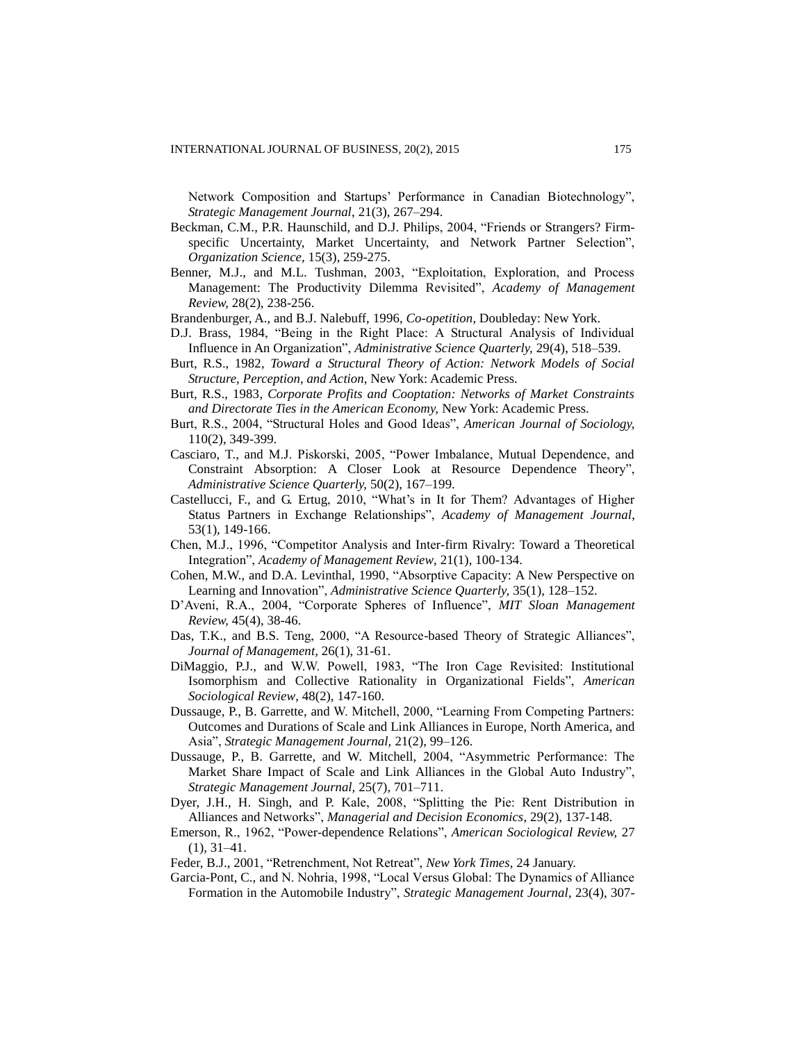Network Composition and Startups' Performance in Canadian Biotechnology", *Strategic Management Journal*, 21(3), 267–294.

Beckman, C.M., P.R. Haunschild, and D.J. Philips, 2004, "Friends or Strangers? Firm-specific Uncertainty, Market Uncertainty, and Network Partner Selection", *Organization Science*, 15(3), 259-275.

Benner, M.J., and M.L. Tushman, 2003, "Exploitation, Exploration, and Process Management: The Productivity Dilemma Revisited", *Academy of Management Review,* 28(2), 238-256.

Brandenburger, A., and B.J. Nalebuff, 1996, *Co-opetition*, Doubleday: New York.

D.J. Brass, 1984, "Being in the Right Place: A Structural Analysis of Individual Influence in An Organization", *Administrative Science Quarterly,* 29(4), 518–539.

Burt, R.S., 1982, *Toward a Structural Theory of Action: Network Models of Social Structure, Perception, and Action*, New York: Academic Press.

Burt, R.S., 1983, *Corporate Profits and Cooptation: Networks of Market Constraints and Directorate Ties in the American Economy,* New York: Academic Press.

Burt, R.S., 2004, "Structural Holes and Good Ideas", *American Journal of Sociology,* 110(2), 349-399.

Casciaro, T., and M.J. Piskorski, 2005, "Power Imbalance, Mutual Dependence, and Constraint Absorption: A Closer Look at Resource Dependence Theory", *Administrative Science Quarterly,* 50(2), 167–199.

Castellucci, F., and G. Ertug, 2010, "What's in It for Them? Advantages of Higher Status Partners in Exchange Relationships", *Academy of Management Journal*, 53(1), 149-166.

Chen, M.J., 1996, "Competitor Analysis and Inter-firm Rivalry: Toward a Theoretical Integration", *Academy of Management Review*, 21(1), 100-134.

Cohen, M.W., and D.A. Levinthal, 1990, "Absorptive Capacity: A New Perspective on Learning and Innovation", *Administrative Science Quarterly,* 35(1), 128–152.

D'Aveni, R.A., 2004, "Corporate Spheres of Influence", *MIT Sloan Management Review,* 45(4), 38-46.

Das, T.K., and B.S. Teng, 2000, "A Resource-based Theory of Strategic Alliances", *Journal of Management,* 26(1), 31-61.

DiMaggio, P.J., and W.W. Powell, 1983, "The Iron Cage Revisited: Institutional Isomorphism and Collective Rationality in Organizational Fields", *American Sociological Review*, 48(2), 147-160.

Dussauge, P., B. Garrette, and W. Mitchell, 2000, "Learning From Competing Partners: Outcomes and Durations of Scale and Link Alliances in Europe, North America, and Asia", *Strategic Management Journal,* 21(2), 99–126.

Dussauge, P., B. Garrette, and W. Mitchell, 2004, "Asymmetric Performance: The Market Share Impact of Scale and Link Alliances in the Global Auto Industry", *Strategic Management Journal,* 25(7), 701–711.

Dyer, J.H., H. Singh, and P. Kale, 2008, "Splitting the Pie: Rent Distribution in Alliances and Networks", *Managerial and Decision Economics,* 29(2), 137-148.

Emerson, R., 1962, "Power-dependence Relations", *American Sociological Review,* 27 (1), 31–41.

Feder, B.J., 2001, "Retrenchment, Not Retreat", *New York Times,* 24 January.

Garcia-Pont, C., and N. Nohria, 1998, "Local Versus Global: The Dynamics of Alliance Formation in the Automobile Industry", *Strategic Management Journal*, 23(4), 307-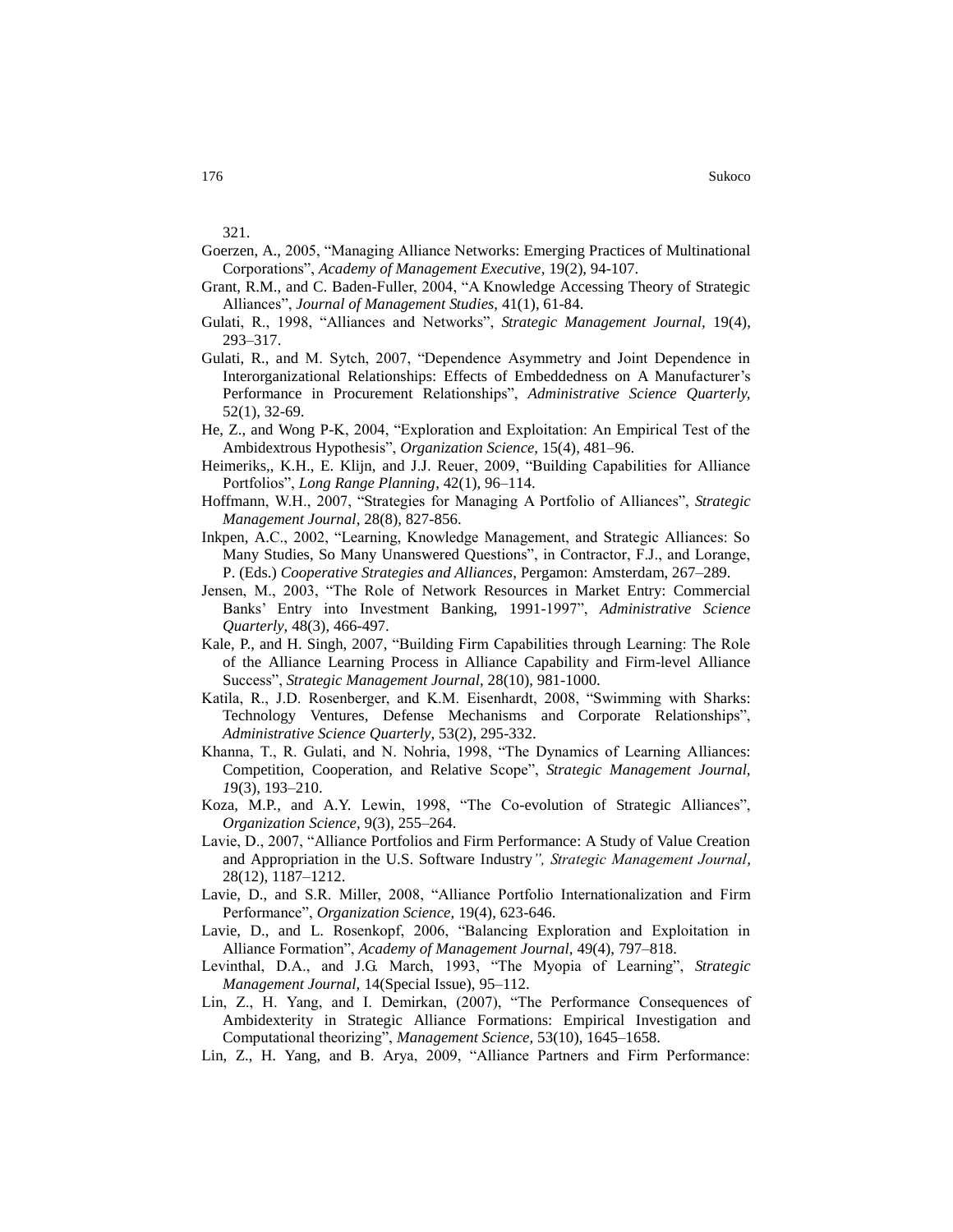321.

Goerzen, A., 2005, “Managing Alliance Networks: Emerging Practices of Multinational Corporations”, *Academy of Management Executive*, 19(2), 94-107.

Grant, R.M., and C. Baden-Fuller, 2004, “A Knowledge Accessing Theory of Strategic Alliances”, *Journal of Management Studies*, 41(1), 61-84.

Gulati, R., 1998, “Alliances and Networks”, *Strategic Management Journal,* 19(4), 293–317.

Gulati, R., and M. Sytch, 2007, “Dependence Asymmetry and Joint Dependence in Interorganizational Relationships: Effects of Embeddedness on A Manufacturer’s Performance in Procurement Relationships”, *Administrative Science Quarterly,* 52(1), 32-69.

He, Z., and Wong P-K, 2004, “Exploration and Exploitation: An Empirical Test of the Ambidextrous Hypothesis”, *Organization Science,* 15(4), 481–96.

Heimeriks,, K.H., E. Klijn, and J.J. Reuer, 2009, “Building Capabilities for Alliance Portfolios”, *Long Range Planning*, 42(1), 96–114.

Hoffmann, W.H., 2007, “Strategies for Managing A Portfolio of Alliances”, *Strategic Management Journal*, 28(8), 827-856.

Inkpen, A.C., 2002, “Learning, Knowledge Management, and Strategic Alliances: So Many Studies, So Many Unanswered Questions”, in Contractor, F.J., and Lorange, P. (Eds.) *Cooperative Strategies and Alliances*, Pergamon: Amsterdam, 267–289.

Jensen, M., 2003, “The Role of Network Resources in Market Entry: Commercial Banks’ Entry into Investment Banking, 1991-1997”, *Administrative Science Quarterly*, 48(3), 466-497.

Kale, P., and H. Singh, 2007, “Building Firm Capabilities through Learning: The Role of the Alliance Learning Process in Alliance Capability and Firm-level Alliance Success”, *Strategic Management Journal,* 28(10), 981-1000.

Katila, R., J.D. Rosenberger, and K.M. Eisenhardt, 2008, “Swimming with Sharks: Technology Ventures, Defense Mechanisms and Corporate Relationships”, *Administrative Science Quarterly,* 53(2), 295-332.

Khanna, T., R. Gulati, and N. Nohria, 1998, “The Dynamics of Learning Alliances: Competition, Cooperation, and Relative Scope”, *Strategic Management Journal, 1*9(3), 193–210.

Koza, M.P., and A.Y. Lewin, 1998, “The Co-evolution of Strategic Alliances”, *Organization Science,* 9(3), 255–264.

Lavie, D., 2007, “Alliance Portfolios and Firm Performance: A Study of Value Creation and Appropriation in the U.S. Software Industry*”, Strategic Management Journal*, 28(12), 1187–1212.

Lavie, D., and S.R. Miller, 2008, “Alliance Portfolio Internationalization and Firm Performance”, *Organization Science,* 19(4), 623-646.

Lavie, D., and L. Rosenkopf, 2006, “Balancing Exploration and Exploitation in Alliance Formation”, *Academy of Management Journal,* 49(4), 797–818.

Levinthal, D.A., and J.G. March, 1993, “The Myopia of Learning”, *Strategic Management Journal,* 14(Special Issue), 95–112.

Lin, Z., H. Yang, and I. Demirkan, (2007), “The Performance Consequences of Ambidexterity in Strategic Alliance Formations: Empirical Investigation and Computational theorizing”, *Management Science,* 53(10), 1645–1658.

Lin, Z., H. Yang, and B. Arya, 2009, “Alliance Partners and Firm Performance: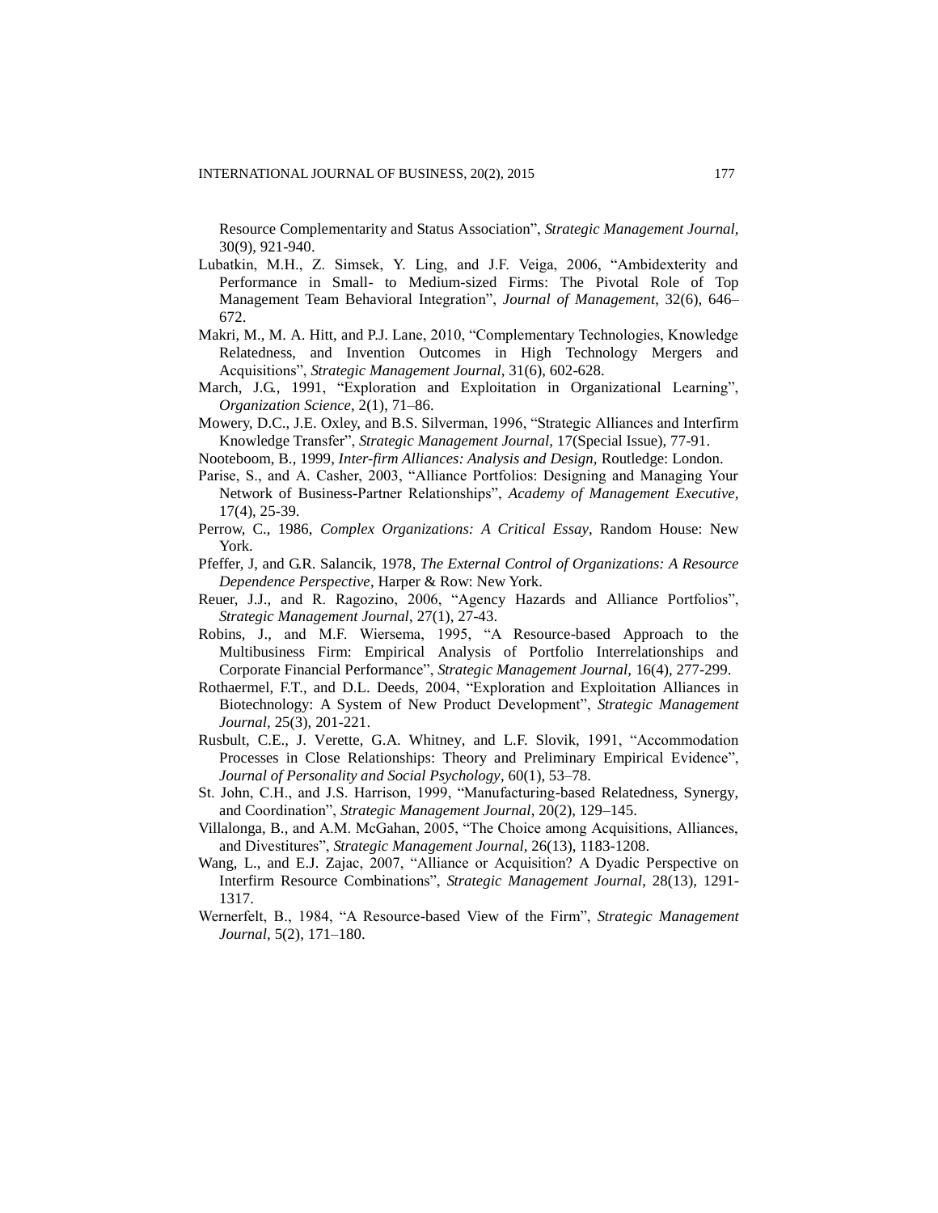Resource Complementarity and Status Association", *Strategic Management Journal*, 30(9), 921-940.

Lubatkin, M.H., Z. Simsek, Y. Ling, and J.F. Veiga, 2006, "Ambidexterity and Performance in Small- to Medium-sized Firms: The Pivotal Role of Top Management Team Behavioral Integration", *Journal of Management*, 32(6), 646–672.

Makri, M., M. A. Hitt, and P.J. Lane, 2010, "Complementary Technologies, Knowledge Relatedness, and Invention Outcomes in High Technology Mergers and Acquisitions", *Strategic Management Journal*, 31(6), 602-628.

March, J.G., 1991, "Exploration and Exploitation in Organizational Learning", *Organization Science*, 2(1), 71–86.

Mowery, D.C., J.E. Oxley, and B.S. Silverman, 1996, "Strategic Alliances and Interfirm Knowledge Transfer", *Strategic Management Journal*, 17(Special Issue), 77-91.

Nooteboom, B., 1999, *Inter-firm Alliances: Analysis and Design*, Routledge: London.

Parise, S., and A. Casher, 2003, "Alliance Portfolios: Designing and Managing Your Network of Business-Partner Relationships", *Academy of Management Executive*, 17(4), 25-39.

Perrow, C., 1986, *Complex Organizations: A Critical Essay*, Random House: New York.

Pfeffer, J, and G.R. Salancik, 1978, *The External Control of Organizations: A Resource Dependence Perspective*, Harper & Row: New York.

Reuer, J.J., and R. Ragozino, 2006, "Agency Hazards and Alliance Portfolios", *Strategic Management Journal*, 27(1), 27-43.

Robins, J., and M.F. Wiersema, 1995, "A Resource-based Approach to the Multibusiness Firm: Empirical Analysis of Portfolio Interrelationships and Corporate Financial Performance", *Strategic Management Journal*, 16(4), 277-299.

Rothaermel, F.T., and D.L. Deeds, 2004, "Exploration and Exploitation Alliances in Biotechnology: A System of New Product Development", *Strategic Management Journal*, 25(3), 201-221.

Rusbult, C.E., J. Verette, G.A. Whitney, and L.F. Slovik, 1991, "Accommodation Processes in Close Relationships: Theory and Preliminary Empirical Evidence", *Journal of Personality and Social Psychology*, 60(1), 53–78.

St. John, C.H., and J.S. Harrison, 1999, "Manufacturing-based Relatedness, Synergy, and Coordination", *Strategic Management Journal*, 20(2), 129–145.

Villalonga, B., and A.M. McGahan, 2005, "The Choice among Acquisitions, Alliances, and Divestitures", *Strategic Management Journal*, 26(13), 1183-1208.

Wang, L., and E.J. Zajac, 2007, "Alliance or Acquisition? A Dyadic Perspective on Interfirm Resource Combinations", *Strategic Management Journal*, 28(13), 1291-1317.

Wernerfelt, B., 1984, "A Resource-based View of the Firm", *Strategic Management Journal*, 5(2), 171–180.